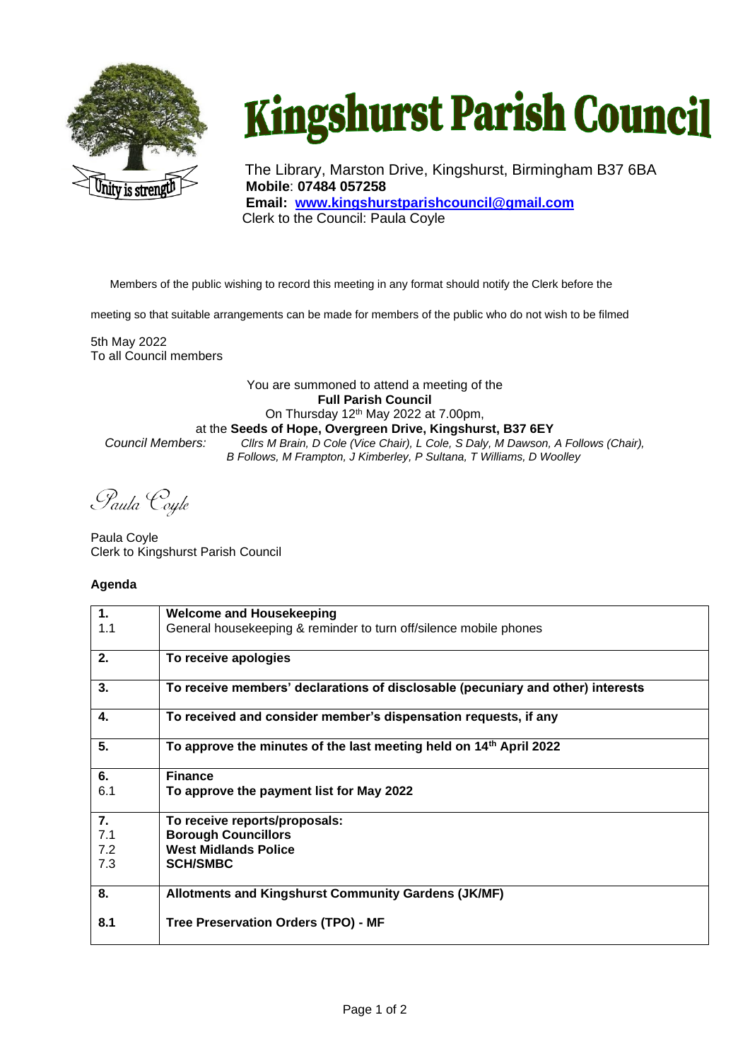# Kingshurst Parish Council

Unity is strength

The Library, Marston Drive, Kingshurst, Birmingham B37 6BA
**Mobile**: **07484 057258**
**Email: www.kingshurstparishcouncil@gmail.com**
Clerk to the Council: Paula Coyle

Members of the public wishing to record this meeting in any format should notify the Clerk before the meeting so that suitable arrangements can be made for members of the public who do not wish to be filmed

5th May 2022
To all Council members

You are summoned to attend a meeting of the
**Full Parish Council**
On Thursday 12th May 2022 at 7.00pm,
at the **Seeds of Hope, Overgreen Drive, Kingshurst, B37 6EY**

*Council Members: Cllrs M Brain, D Cole (Vice Chair), L Cole, S Daly, M Dawson, A Follows (Chair), B Follows, M Frampton, J Kimberley, P Sultana, T Williams, D Woolley*

*Paula Coyle*

Paula Coyle
Clerk to Kingshurst Parish Council

**Agenda**

| | |
|---|---|
| **1.**<br>1.1 | **Welcome and Housekeeping**<br>General housekeeping & reminder to turn off/silence mobile phones |
| **2.** | **To receive apologies** |
| **3.** | **To receive members' declarations of disclosable (pecuniary and other) interests** |
| **4.** | **To received and consider member's dispensation requests, if any** |
| **5.** | **To approve the minutes of the last meeting held on 14th April 2022** |
| **6.**<br>6.1 | **Finance**<br>**To approve the payment list for May 2022** |
| **7.**<br>7.1<br>7.2<br>7.3 | **To receive reports/proposals:**<br>**Borough Councillors**<br>**West Midlands Police**<br>**SCH/SMBC** |
| **8.**<br>**8.1** | **Allotments and Kingshurst Community Gardens (JK/MF)**<br>**Tree Preservation Orders (TPO) - MF** |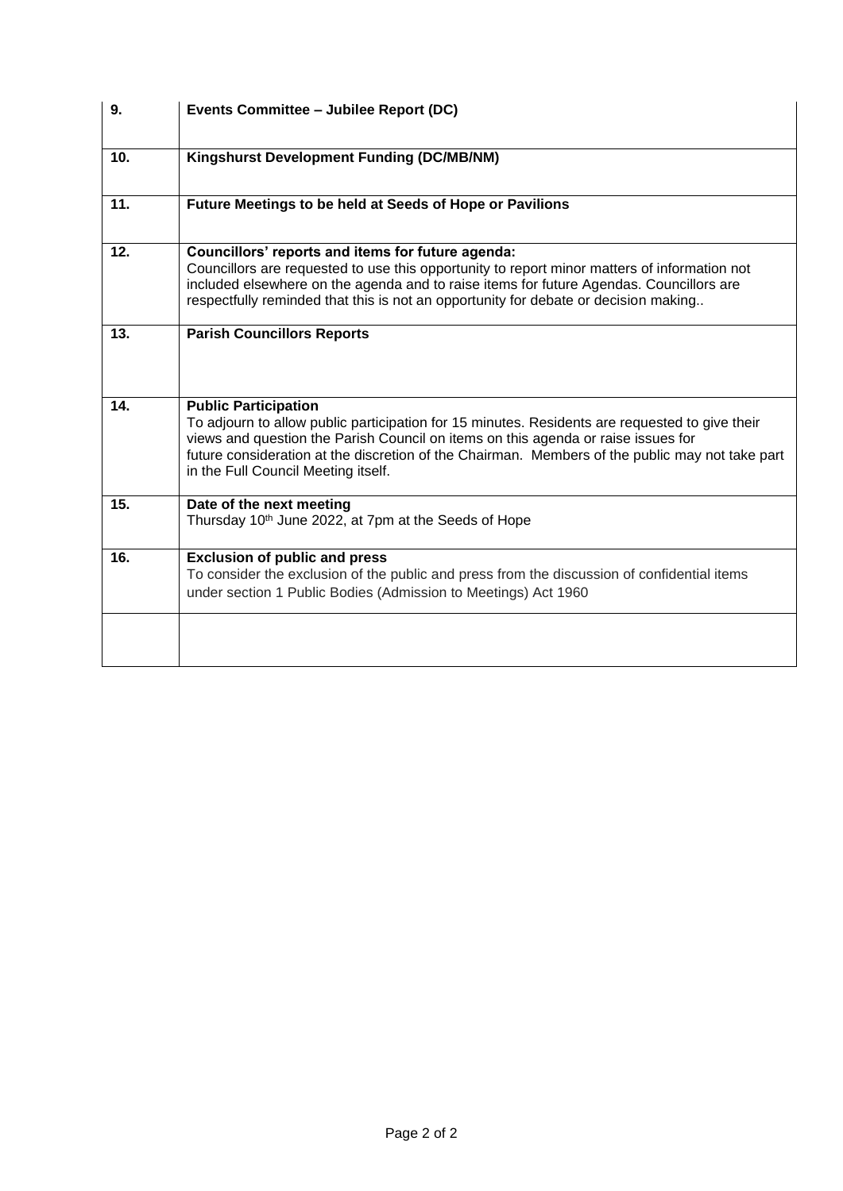| | |
|---|---|
| 9. | **Events Committee – Jubilee Report (DC)** |
| 10. | **Kingshurst Development Funding (DC/MB/NM)** |
| 11. | **Future Meetings to be held at Seeds of Hope or Pavilions** |
| 12. | **Councillors' reports and items for future agenda:** Councillors are requested to use this opportunity to report minor matters of information not included elsewhere on the agenda and to raise items for future Agendas. Councillors are respectfully reminded that this is not an opportunity for debate or decision making.. |
| 13. | **Parish Councillors Reports** |
| 14. | **Public Participation** To adjourn to allow public participation for 15 minutes. Residents are requested to give their views and question the Parish Council on items on this agenda or raise issues for future consideration at the discretion of the Chairman. Members of the public may not take part in the Full Council Meeting itself. |
| 15. | **Date of the next meeting** Thursday 10th June 2022, at 7pm at the Seeds of Hope |
| 16. | **Exclusion of public and press** To consider the exclusion of the public and press from the discussion of confidential items under section 1 Public Bodies (Admission to Meetings) Act 1960 |
| | |